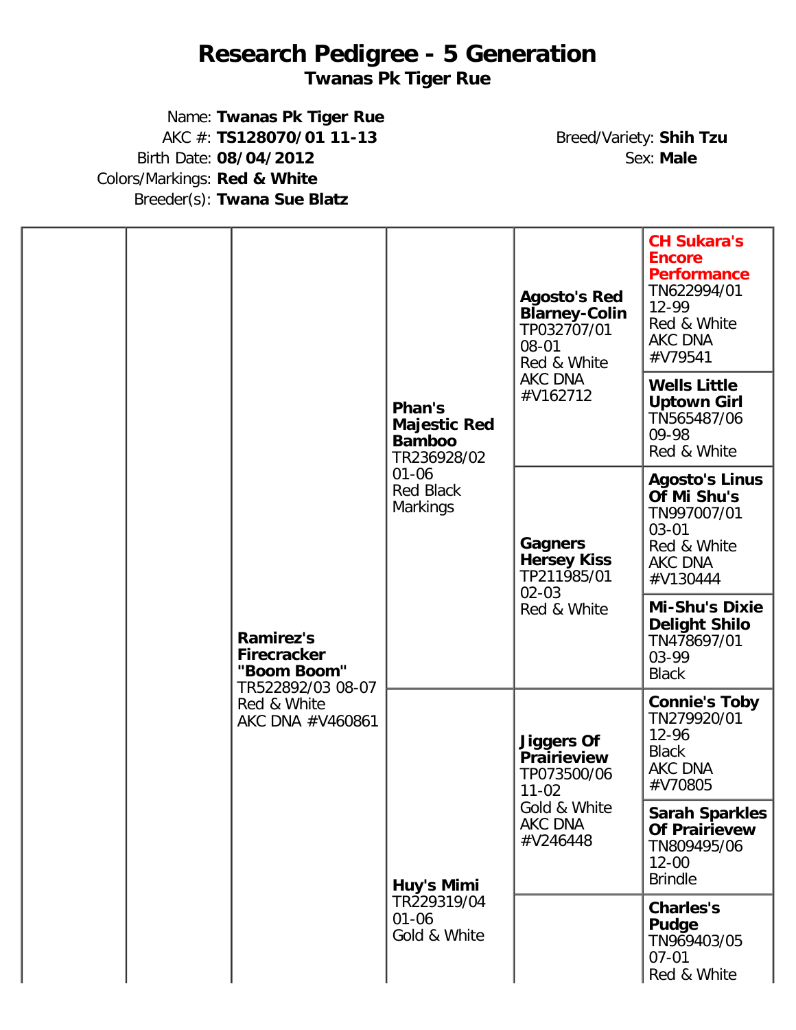# Research Pedigree - 5 Generation

## Twanas Pk Tiger Rue

Name: **Twanas Pk Tiger Rue**
AKC #: **TS128070/01 11-13**
Birth Date: **08/04/2012**
Colors/Markings: **Red & White**
Breeder(s): **Twana Sue Blatz**

Breed/Variety: **Shih Tzu**
Sex: **Male**

| | | | | | |
|---|---|---|---|---|---|
| | | **Ramirez's Firecracker "Boom Boom"** TR522892/03 08-07 Red & White AKC DNA #V460861 | **Phan's Majestic Red Bamboo** TR236928/02 01-06 Red Black Markings | **Agosto's Red Blarney-Colin** TP032707/01 08-01 Red & White AKC DNA #V162712 | **CH Sukara's Encore Performance** TN622994/01 12-99 Red & White AKC DNA #V79541 |
| | | | | | **Wells Little Uptown Girl** TN565487/06 09-98 Red & White |
| | | | | **Gagners Hersey Kiss** TP211985/01 02-03 Red & White | **Agosto's Linus Of Mi Shu's** TN997007/01 03-01 Red & White AKC DNA #V130444 |
| | | | | | **Mi-Shu's Dixie Delight Shilo** TN478697/01 03-99 Black |
| | | | **Huy's Mimi** TR229319/04 01-06 Gold & White | **Jiggers Of Prairieview** TP073500/06 11-02 Gold & White AKC DNA #V246448 | **Connie's Toby** TN279920/01 12-96 Black AKC DNA #V70805 |
| | | | | | **Sarah Sparkles Of Prairievew** TN809495/06 12-00 Brindle |
| | | | | | **Charles's Pudge** TN969403/05 07-01 Red & White |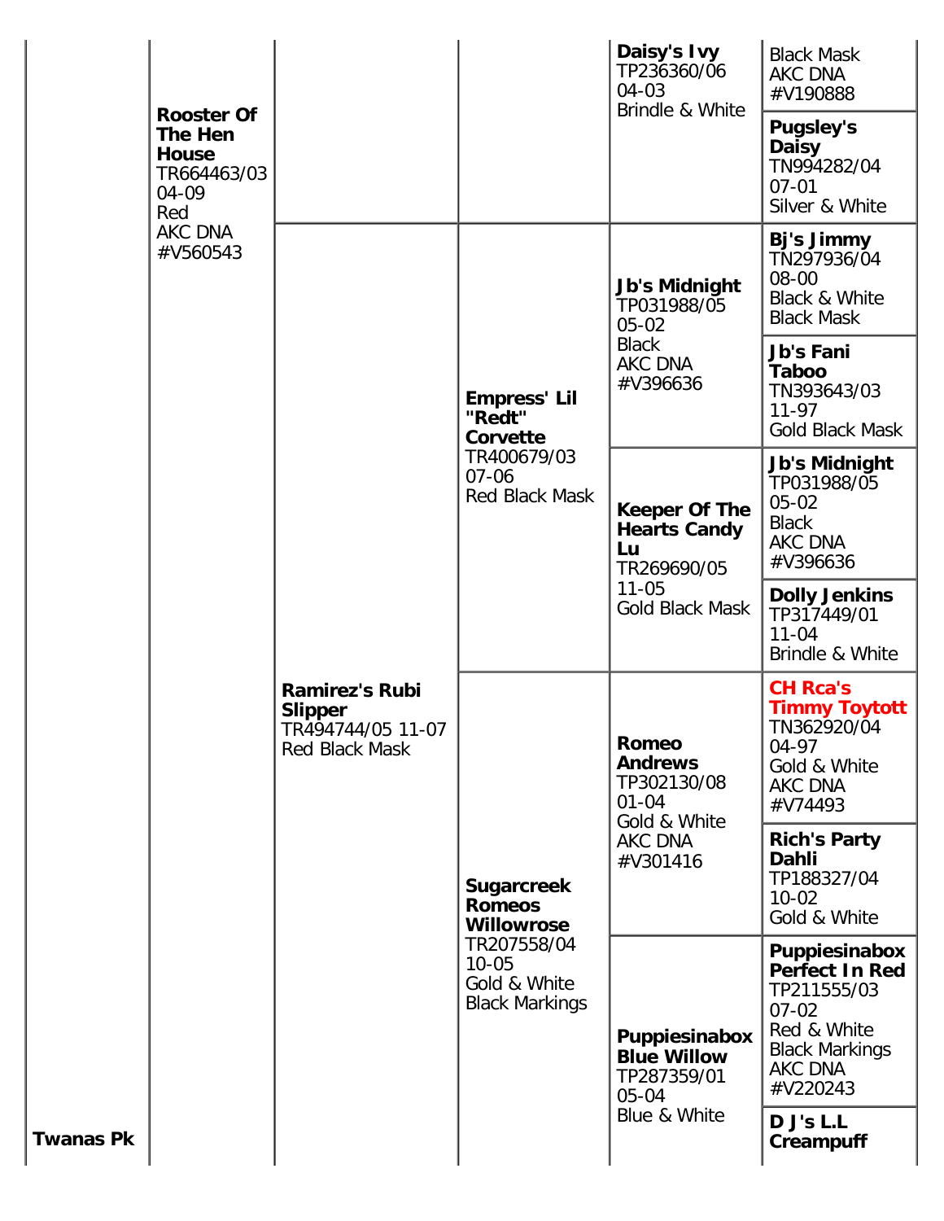| | | | | | |
|---|---|---|---|---|---|
| | **Rooster Of The Hen House** TR664463/03 04-09 Red AKC DNA #V560543 | | | **Daisy's Ivy** TP236360/06 04-03 Brindle & White | Black Mask AKC DNA #V190888 |
| | | | | | **Pugsley's Daisy** TN994282/04 07-01 Silver & White |
| | | **Ramirez's Rubi Slipper** TR494744/05 11-07 Red Black Mask | **Empress' Lil "Redt" Corvette** TR400679/03 07-06 Red Black Mask | **Jb's Midnight** TP031988/05 05-02 Black AKC DNA #V396636 | **Bj's Jimmy** TN297936/04 08-00 Black & White Black Mask |
| | | | | | **Jb's Fani Taboo** TN393643/03 11-97 Gold Black Mask |
| | | | | **Keeper Of The Hearts Candy Lu** TR269690/05 11-05 Gold Black Mask | **Jb's Midnight** TP031988/05 05-02 Black AKC DNA #V396636 |
| | | | | | **Dolly Jenkins** TP317449/01 11-04 Brindle & White |
| | | | **Sugarcreek Romeos Willowrose** TR207558/04 10-05 Gold & White Black Markings | **Romeo Andrews** TP302130/08 01-04 Gold & White AKC DNA #V301416 | **CH Rca's Timmy Toytott** TN362920/04 04-97 Gold & White AKC DNA #V74493 |
| | | | | | **Rich's Party Dahli** TP188327/04 10-02 Gold & White |
| | | | | **Puppiesinabox Blue Willow** TP287359/01 05-04 Blue & White | **Puppiesinabox Perfect In Red** TP211555/03 07-02 Red & White Black Markings AKC DNA #V220243 |
| **Twanas Pk** | | | | | **D J's L.L Creampuff** |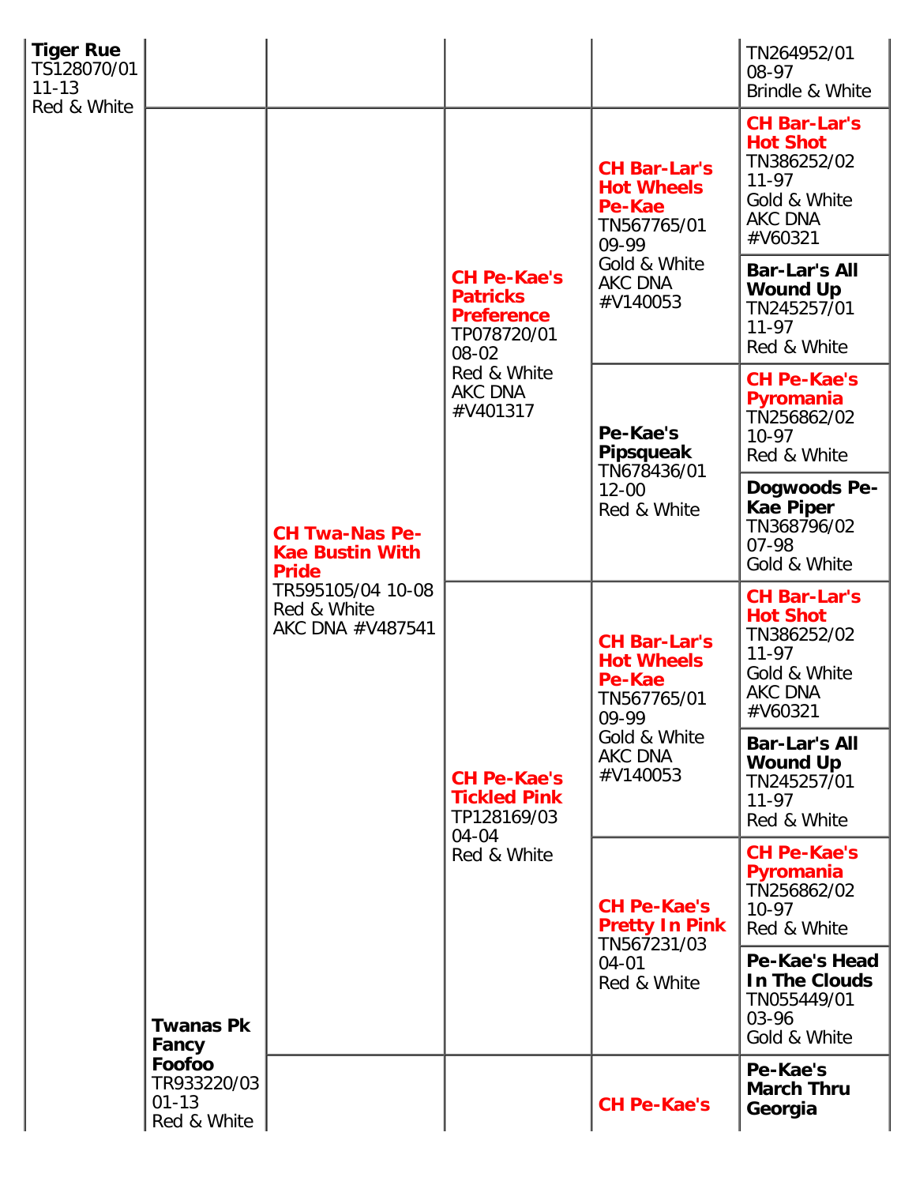| | | | | | |
|---|---|---|---|---|---|
| **Tiger Rue** TS128070/01 11-13 Red & White | | | | | TN264952/01 08-97 Brindle & White |
| | | | | **CH Bar-Lar's Hot Wheels Pe-Kae** TN567765/01 09-99 Gold & White AKC DNA #V140053 | **CH Bar-Lar's Hot Shot** TN386252/02 11-97 Gold & White AKC DNA #V60321 |
| | | | **CH Pe-Kae's Patricks Preference** TP078720/01 08-02 Red & White AKC DNA #V401317 | | **Bar-Lar's All Wound Up** TN245257/01 11-97 Red & White |
| | | **CH Twa-Nas Pe-Kae Bustin With Pride** TR595105/04 10-08 Red & White AKC DNA #V487541 | | **Pe-Kae's Pipsqueak** TN678436/01 12-00 Red & White | **CH Pe-Kae's Pyromania** TN256862/02 10-97 Red & White |
| | | | | | **Dogwoods Pe-Kae Piper** TN368796/02 07-98 Gold & White |
| | | | **CH Pe-Kae's Tickled Pink** TP128169/03 04-04 Red & White | **CH Bar-Lar's Hot Wheels Pe-Kae** TN567765/01 09-99 Gold & White AKC DNA #V140053 | **CH Bar-Lar's Hot Shot** TN386252/02 11-97 Gold & White AKC DNA #V60321 |
| | | | | | **Bar-Lar's All Wound Up** TN245257/01 11-97 Red & White |
| | | | | **CH Pe-Kae's Pretty In Pink** TN567231/03 04-01 Red & White | **CH Pe-Kae's Pyromania** TN256862/02 10-97 Red & White |
| | **Twanas Pk Fancy Foofoo** TR933220/03 01-13 Red & White | | | | **Pe-Kae's Head In The Clouds** TN055449/01 03-96 Gold & White |
| | | | | **CH Pe-Kae's** | **Pe-Kae's March Thru Georgia** |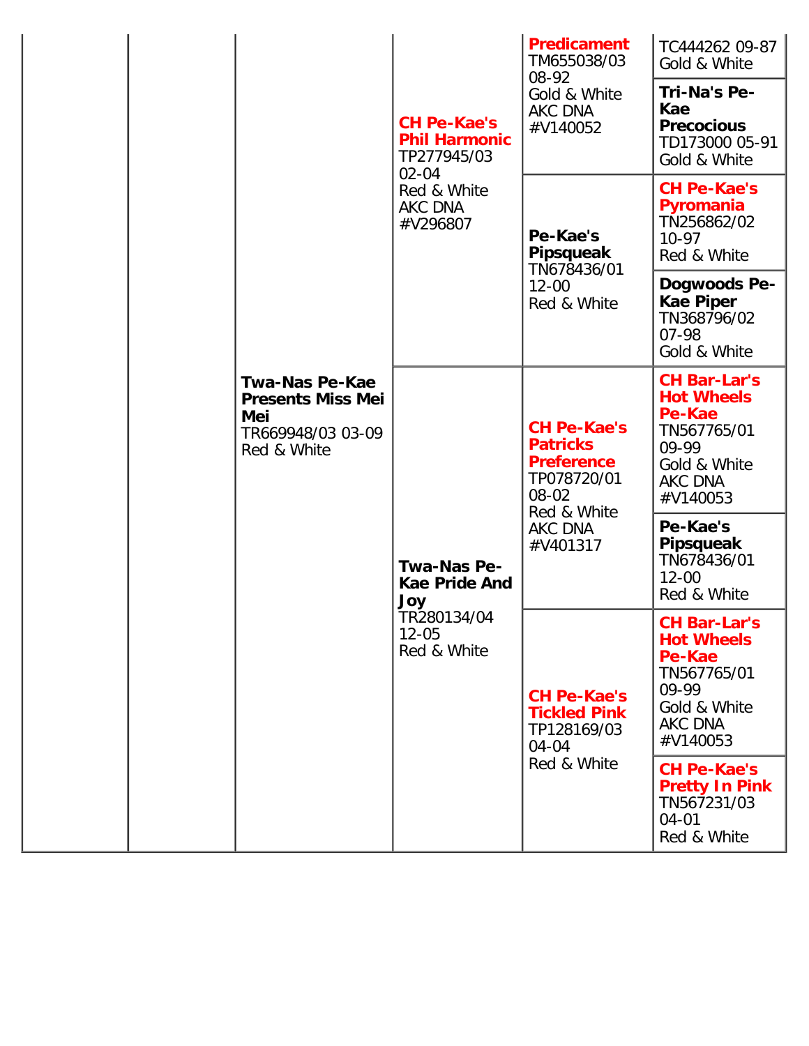| | | | | | |
|---|---|---|---|---|---|
| | | **Twa-Nas Pe-Kae Presents Miss Mei Mei** TR669948/03 03-09 Red & White | **CH Pe-Kae's Phil Harmonic** TP277945/03 02-04 Red & White AKC DNA #V296807 | **Predicament** TM655038/03 08-92 Gold & White AKC DNA #V140052 | TC444262 09-87 Gold & White |
| | | | | | **Tri-Na's Pe-Kae Precocious** TD173000 05-91 Gold & White |
| | | | | **Pe-Kae's Pipsqueak** TN678436/01 12-00 Red & White | **CH Pe-Kae's Pyromania** TN256862/02 10-97 Red & White |
| | | | | | **Dogwoods Pe-Kae Piper** TN368796/02 07-98 Gold & White |
| | | | **Twa-Nas Pe-Kae Pride And Joy** TR280134/04 12-05 Red & White | **CH Pe-Kae's Patricks Preference** TP078720/01 08-02 Red & White AKC DNA #V401317 | **CH Bar-Lar's Hot Wheels Pe-Kae** TN567765/01 09-99 Gold & White AKC DNA #V140053 |
| | | | | | **Pe-Kae's Pipsqueak** TN678436/01 12-00 Red & White |
| | | | | **CH Pe-Kae's Tickled Pink** TP128169/03 04-04 Red & White | **CH Bar-Lar's Hot Wheels Pe-Kae** TN567765/01 09-99 Gold & White AKC DNA #V140053 |
| | | | | | **CH Pe-Kae's Pretty In Pink** TN567231/03 04-01 Red & White |